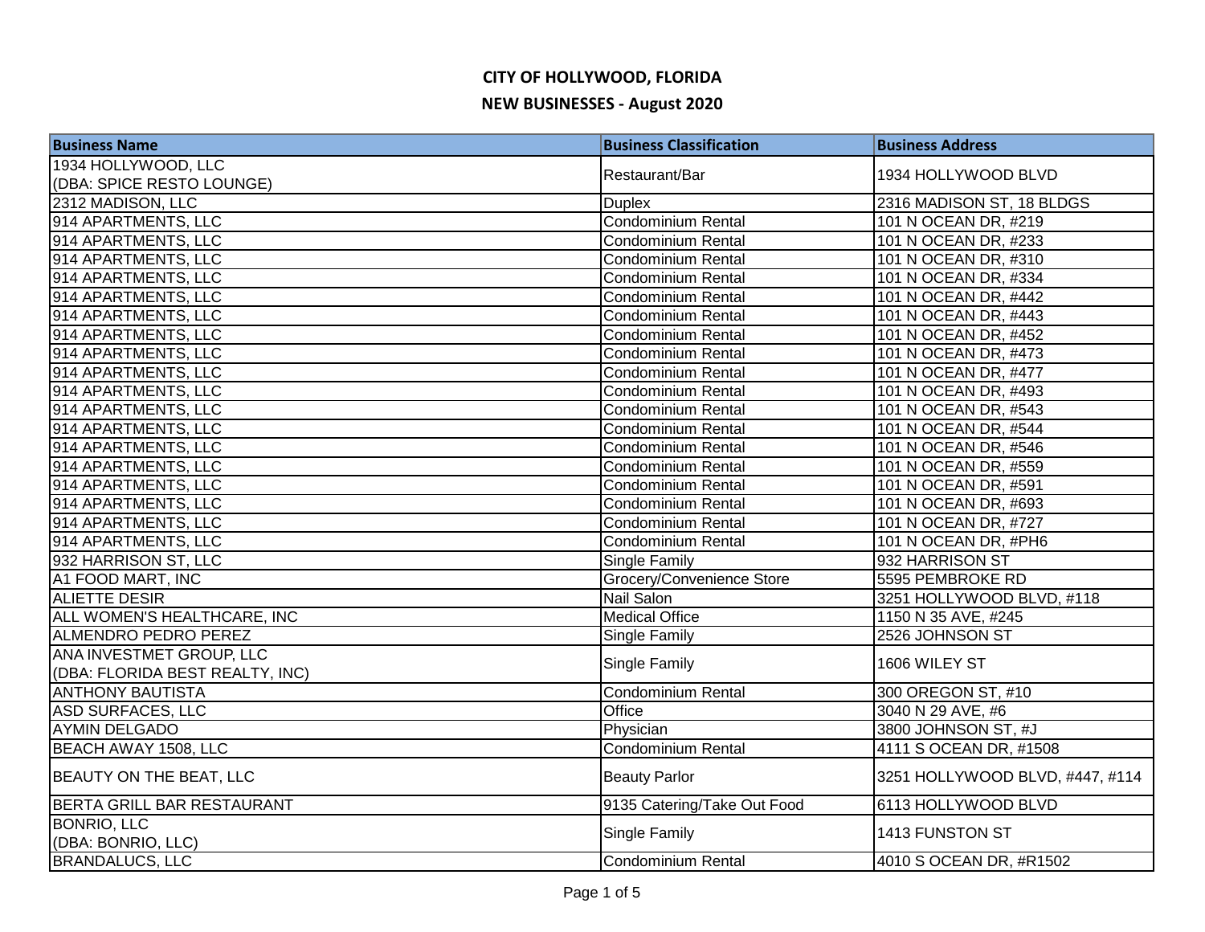# CITY OF HOLLYWOOD, FLORIDA

## NEW BUSINESSES - August 2020

| Business Name | Business Classification | Business Address |
|---|---|---|
| 1934 HOLLYWOOD, LLC (DBA: SPICE RESTO LOUNGE) | Restaurant/Bar | 1934 HOLLYWOOD BLVD |
| 2312 MADISON, LLC | Duplex | 2316 MADISON ST, 18 BLDGS |
| 914 APARTMENTS, LLC | Condominium Rental | 101 N OCEAN DR, #219 |
| 914 APARTMENTS, LLC | Condominium Rental | 101 N OCEAN DR, #233 |
| 914 APARTMENTS, LLC | Condominium Rental | 101 N OCEAN DR, #310 |
| 914 APARTMENTS, LLC | Condominium Rental | 101 N OCEAN DR, #334 |
| 914 APARTMENTS, LLC | Condominium Rental | 101 N OCEAN DR, #442 |
| 914 APARTMENTS, LLC | Condominium Rental | 101 N OCEAN DR, #443 |
| 914 APARTMENTS, LLC | Condominium Rental | 101 N OCEAN DR, #452 |
| 914 APARTMENTS, LLC | Condominium Rental | 101 N OCEAN DR, #473 |
| 914 APARTMENTS, LLC | Condominium Rental | 101 N OCEAN DR, #477 |
| 914 APARTMENTS, LLC | Condominium Rental | 101 N OCEAN DR, #493 |
| 914 APARTMENTS, LLC | Condominium Rental | 101 N OCEAN DR, #543 |
| 914 APARTMENTS, LLC | Condominium Rental | 101 N OCEAN DR, #544 |
| 914 APARTMENTS, LLC | Condominium Rental | 101 N OCEAN DR, #546 |
| 914 APARTMENTS, LLC | Condominium Rental | 101 N OCEAN DR, #559 |
| 914 APARTMENTS, LLC | Condominium Rental | 101 N OCEAN DR, #591 |
| 914 APARTMENTS, LLC | Condominium Rental | 101 N OCEAN DR, #693 |
| 914 APARTMENTS, LLC | Condominium Rental | 101 N OCEAN DR, #727 |
| 914 APARTMENTS, LLC | Condominium Rental | 101 N OCEAN DR, #PH6 |
| 932 HARRISON ST, LLC | Single Family | 932 HARRISON ST |
| A1 FOOD MART, INC | Grocery/Convenience Store | 5595 PEMBROKE RD |
| ALIETTE DESIR | Nail Salon | 3251 HOLLYWOOD BLVD, #118 |
| ALL WOMEN'S HEALTHCARE, INC | Medical Office | 1150 N 35 AVE, #245 |
| ALMENDRO PEDRO PEREZ | Single Family | 2526 JOHNSON ST |
| ANA INVESTMET GROUP, LLC (DBA: FLORIDA BEST REALTY, INC) | Single Family | 1606 WILEY ST |
| ANTHONY BAUTISTA | Condominium Rental | 300 OREGON ST, #10 |
| ASD SURFACES, LLC | Office | 3040 N 29 AVE, #6 |
| AYMIN DELGADO | Physician | 3800 JOHNSON ST, #J |
| BEACH AWAY 1508, LLC | Condominium Rental | 4111 S OCEAN DR, #1508 |
| BEAUTY ON THE BEAT, LLC | Beauty Parlor | 3251 HOLLYWOOD BLVD, #447, #114 |
| BERTA GRILL BAR RESTAURANT | 9135 Catering/Take Out Food | 6113 HOLLYWOOD BLVD |
| BONRIO, LLC (DBA: BONRIO, LLC) | Single Family | 1413 FUNSTON ST |
| BRANDALUCS, LLC | Condominium Rental | 4010 S OCEAN DR, #R1502 |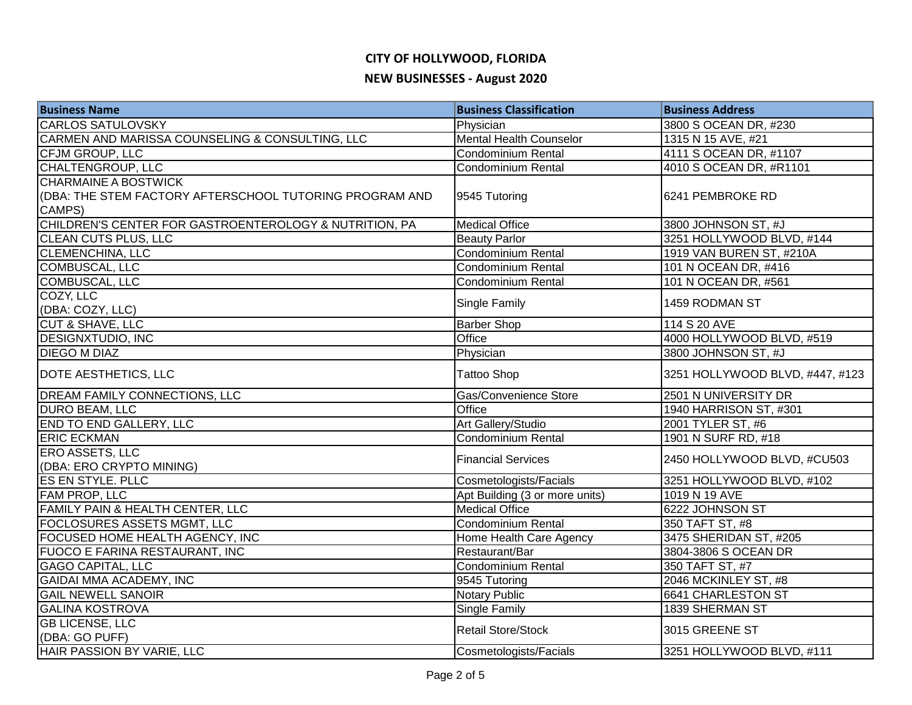# CITY OF HOLLYWOOD, FLORIDA

## NEW BUSINESSES - August 2020

| Business Name | Business Classification | Business Address |
|---|---|---|
| CARLOS SATULOVSKY | Physician | 3800 S OCEAN DR, #230 |
| CARMEN AND MARISSA COUNSELING & CONSULTING, LLC | Mental Health Counselor | 1315 N 15 AVE, #21 |
| CFJM GROUP, LLC | Condominium Rental | 4111 S OCEAN DR, #1107 |
| CHALTENGROUP, LLC | Condominium Rental | 4010 S OCEAN DR, #R1101 |
| CHARMAINE A BOSTWICK (DBA: THE STEM FACTORY AFTERSCHOOL TUTORING PROGRAM AND CAMPS) | 9545 Tutoring | 6241 PEMBROKE RD |
| CHILDREN'S CENTER FOR GASTROENTEROLOGY & NUTRITION, PA | Medical Office | 3800 JOHNSON ST, #J |
| CLEAN CUTS PLUS, LLC | Beauty Parlor | 3251 HOLLYWOOD BLVD, #144 |
| CLEMENCHINA, LLC | Condominium Rental | 1919 VAN BUREN ST, #210A |
| COMBUSCAL, LLC | Condominium Rental | 101 N OCEAN DR, #416 |
| COMBUSCAL, LLC | Condominium Rental | 101 N OCEAN DR, #561 |
| COZY, LLC (DBA: COZY, LLC) | Single Family | 1459 RODMAN ST |
| CUT & SHAVE, LLC | Barber Shop | 114 S 20 AVE |
| DESIGNXTUDIO, INC | Office | 4000 HOLLYWOOD BLVD, #519 |
| DIEGO M DIAZ | Physician | 3800 JOHNSON ST, #J |
| DOTE AESTHETICS, LLC | Tattoo Shop | 3251 HOLLYWOOD BLVD, #447, #123 |
| DREAM FAMILY CONNECTIONS, LLC | Gas/Convenience Store | 2501 N UNIVERSITY DR |
| DURO BEAM, LLC | Office | 1940 HARRISON ST, #301 |
| END TO END GALLERY, LLC | Art Gallery/Studio | 2001 TYLER ST, #6 |
| ERIC ECKMAN | Condominium Rental | 1901 N SURF RD, #18 |
| ERO ASSETS, LLC (DBA: ERO CRYPTO MINING) | Financial Services | 2450 HOLLYWOOD BLVD, #CU503 |
| ES EN STYLE. PLLC | Cosmetologists/Facials | 3251 HOLLYWOOD BLVD, #102 |
| FAM PROP, LLC | Apt Building (3 or more units) | 1019 N 19 AVE |
| FAMILY PAIN & HEALTH CENTER, LLC | Medical Office | 6222 JOHNSON ST |
| FOCLOSURES ASSETS MGMT, LLC | Condominium Rental | 350 TAFT ST, #8 |
| FOCUSED HOME HEALTH AGENCY, INC | Home Health Care Agency | 3475 SHERIDAN ST, #205 |
| FUOCO E FARINA RESTAURANT, INC | Restaurant/Bar | 3804-3806 S OCEAN DR |
| GAGO CAPITAL, LLC | Condominium Rental | 350 TAFT ST, #7 |
| GAIDAI MMA ACADEMY, INC | 9545 Tutoring | 2046 MCKINLEY ST, #8 |
| GAIL NEWELL SANOIR | Notary Public | 6641 CHARLESTON ST |
| GALINA KOSTROVA | Single Family | 1839 SHERMAN ST |
| GB LICENSE, LLC (DBA: GO PUFF) | Retail Store/Stock | 3015 GREENE ST |
| HAIR PASSION BY VARIE, LLC | Cosmetologists/Facials | 3251 HOLLYWOOD BLVD, #111 |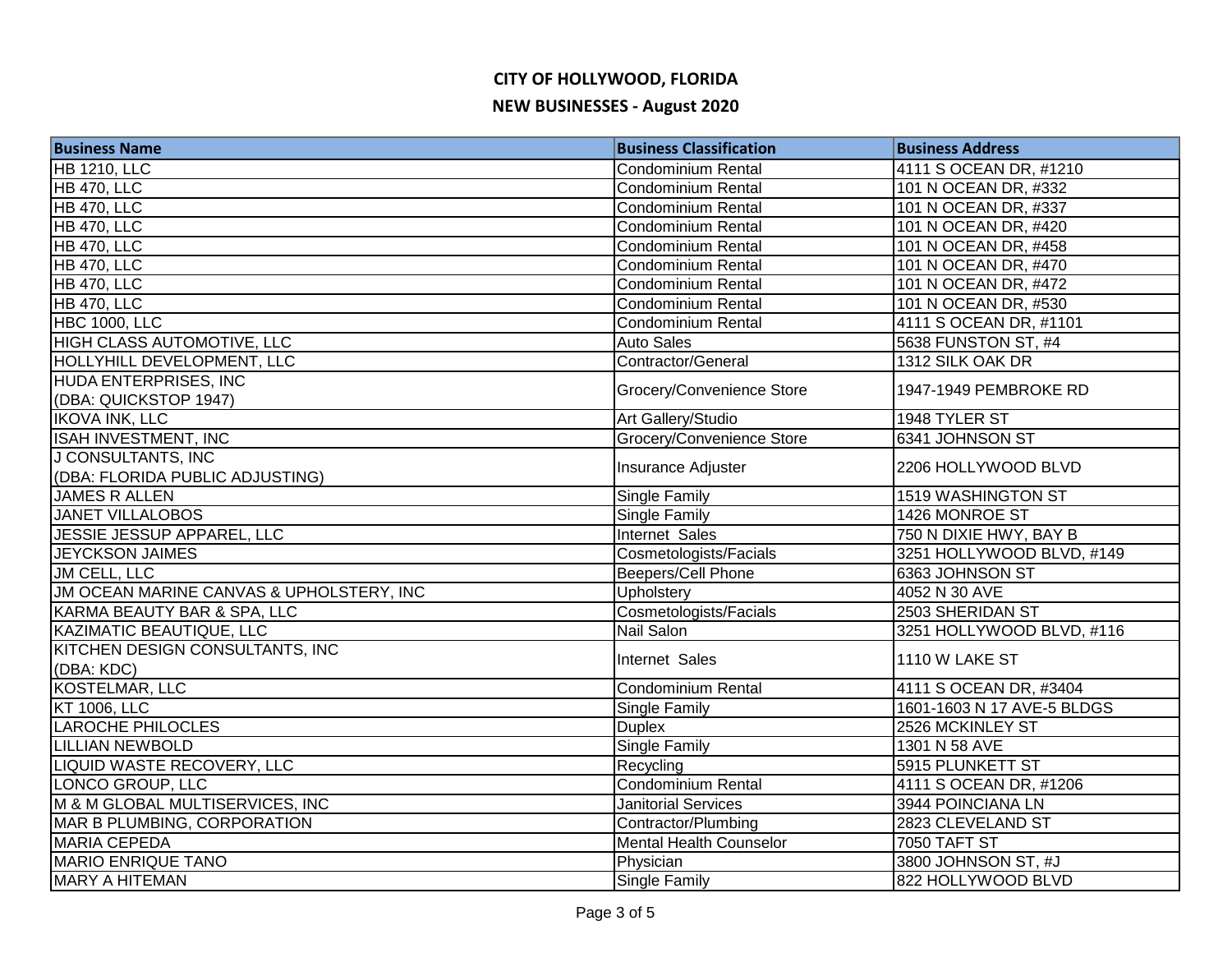# CITY OF HOLLYWOOD, FLORIDA

## NEW BUSINESSES - August 2020

| Business Name | Business Classification | Business Address |
| --- | --- | --- |
| HB 1210, LLC | Condominium Rental | 4111 S OCEAN DR, #1210 |
| HB 470, LLC | Condominium Rental | 101 N OCEAN DR, #332 |
| HB 470, LLC | Condominium Rental | 101 N OCEAN DR, #337 |
| HB 470, LLC | Condominium Rental | 101 N OCEAN DR, #420 |
| HB 470, LLC | Condominium Rental | 101 N OCEAN DR, #458 |
| HB 470, LLC | Condominium Rental | 101 N OCEAN DR, #470 |
| HB 470, LLC | Condominium Rental | 101 N OCEAN DR, #472 |
| HB 470, LLC | Condominium Rental | 101 N OCEAN DR, #530 |
| HBC 1000, LLC | Condominium Rental | 4111 S OCEAN DR, #1101 |
| HIGH CLASS AUTOMOTIVE, LLC | Auto Sales | 5638 FUNSTON ST, #4 |
| HOLLYHILL DEVELOPMENT, LLC | Contractor/General | 1312 SILK OAK DR |
| HUDA ENTERPRISES, INC (DBA: QUICKSTOP 1947) | Grocery/Convenience Store | 1947-1949 PEMBROKE RD |
| IKOVA INK, LLC | Art Gallery/Studio | 1948 TYLER ST |
| ISAH INVESTMENT, INC | Grocery/Convenience Store | 6341 JOHNSON ST |
| J CONSULTANTS, INC (DBA: FLORIDA PUBLIC ADJUSTING) | Insurance Adjuster | 2206 HOLLYWOOD BLVD |
| JAMES R ALLEN | Single Family | 1519 WASHINGTON ST |
| JANET VILLALOBOS | Single Family | 1426 MONROE ST |
| JESSIE JESSUP APPAREL, LLC | Internet Sales | 750 N DIXIE HWY, BAY B |
| JEYCKSON JAIMES | Cosmetologists/Facials | 3251 HOLLYWOOD BLVD, #149 |
| JM CELL, LLC | Beepers/Cell Phone | 6363 JOHNSON ST |
| JM OCEAN MARINE CANVAS & UPHOLSTERY, INC | Upholstery | 4052 N 30 AVE |
| KARMA BEAUTY BAR & SPA, LLC | Cosmetologists/Facials | 2503 SHERIDAN ST |
| KAZIMATIC BEAUTIQUE, LLC | Nail Salon | 3251 HOLLYWOOD BLVD, #116 |
| KITCHEN DESIGN CONSULTANTS, INC (DBA: KDC) | Internet Sales | 1110 W LAKE ST |
| KOSTELMAR, LLC | Condominium Rental | 4111 S OCEAN DR, #3404 |
| KT 1006, LLC | Single Family | 1601-1603 N 17 AVE-5 BLDGS |
| LAROCHE PHILOCLES | Duplex | 2526 MCKINLEY ST |
| LILLIAN NEWBOLD | Single Family | 1301 N 58 AVE |
| LIQUID WASTE RECOVERY, LLC | Recycling | 5915 PLUNKETT ST |
| LONCO GROUP, LLC | Condominium Rental | 4111 S OCEAN DR, #1206 |
| M & M GLOBAL MULTISERVICES, INC | Janitorial Services | 3944 POINCIANA LN |
| MAR B PLUMBING, CORPORATION | Contractor/Plumbing | 2823 CLEVELAND ST |
| MARIA CEPEDA | Mental Health Counselor | 7050 TAFT ST |
| MARIO ENRIQUE TANO | Physician | 3800 JOHNSON ST, #J |
| MARY A HITEMAN | Single Family | 822 HOLLYWOOD BLVD |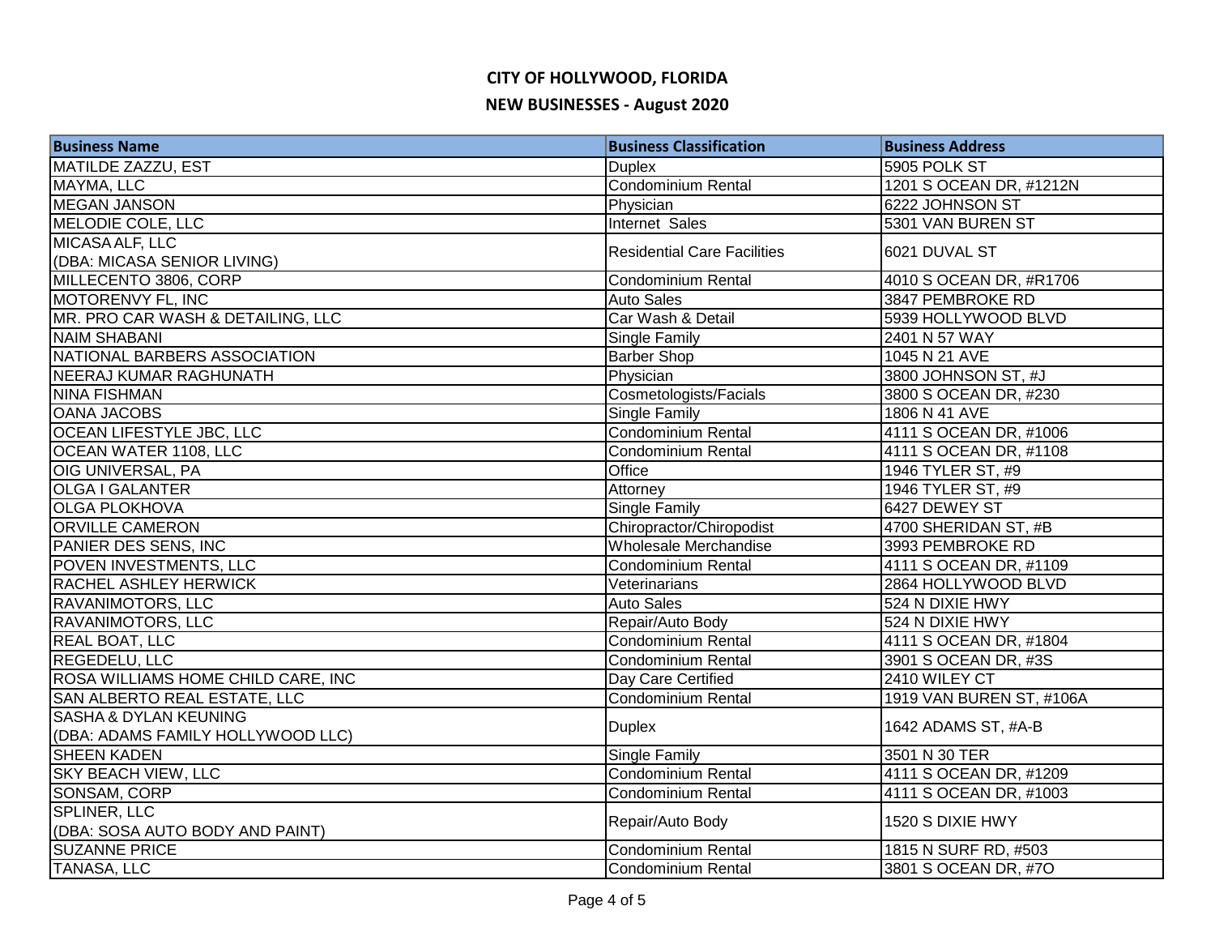# CITY OF HOLLYWOOD, FLORIDA

## NEW BUSINESSES - August 2020

| Business Name | Business Classification | Business Address |
|---|---|---|
| MATILDE ZAZZU, EST | Duplex | 5905 POLK ST |
| MAYMA, LLC | Condominium Rental | 1201 S OCEAN DR, #1212N |
| MEGAN JANSON | Physician | 6222 JOHNSON ST |
| MELODIE COLE, LLC | Internet Sales | 5301 VAN BUREN ST |
| MICASA ALF, LLC (DBA: MICASA SENIOR LIVING) | Residential Care Facilities | 6021 DUVAL ST |
| MILLECENTO 3806, CORP | Condominium Rental | 4010 S OCEAN DR, #R1706 |
| MOTORENVY FL, INC | Auto Sales | 3847 PEMBROKE RD |
| MR. PRO CAR WASH & DETAILING, LLC | Car Wash & Detail | 5939 HOLLYWOOD BLVD |
| NAIM SHABANI | Single Family | 2401 N 57 WAY |
| NATIONAL BARBERS ASSOCIATION | Barber Shop | 1045 N 21 AVE |
| NEERAJ KUMAR RAGHUNATH | Physician | 3800 JOHNSON ST, #J |
| NINA FISHMAN | Cosmetologists/Facials | 3800 S OCEAN DR, #230 |
| OANA JACOBS | Single Family | 1806 N 41 AVE |
| OCEAN LIFESTYLE JBC, LLC | Condominium Rental | 4111 S OCEAN DR, #1006 |
| OCEAN WATER 1108, LLC | Condominium Rental | 4111 S OCEAN DR, #1108 |
| OIG UNIVERSAL, PA | Office | 1946 TYLER ST, #9 |
| OLGA I GALANTER | Attorney | 1946 TYLER ST, #9 |
| OLGA PLOKHOVA | Single Family | 6427 DEWEY ST |
| ORVILLE CAMERON | Chiropractor/Chiropodist | 4700 SHERIDAN ST, #B |
| PANIER DES SENS, INC | Wholesale Merchandise | 3993 PEMBROKE RD |
| POVEN INVESTMENTS, LLC | Condominium Rental | 4111 S OCEAN DR, #1109 |
| RACHEL ASHLEY HERWICK | Veterinarians | 2864 HOLLYWOOD BLVD |
| RAVANIMOTORS, LLC | Auto Sales | 524 N DIXIE HWY |
| RAVANIMOTORS, LLC | Repair/Auto Body | 524 N DIXIE HWY |
| REAL BOAT, LLC | Condominium Rental | 4111 S OCEAN DR, #1804 |
| REGEDELU, LLC | Condominium Rental | 3901 S OCEAN DR, #3S |
| ROSA WILLIAMS HOME CHILD CARE, INC | Day Care Certified | 2410 WILEY CT |
| SAN ALBERTO REAL ESTATE, LLC | Condominium Rental | 1919 VAN BUREN ST, #106A |
| SASHA & DYLAN KEUNING (DBA: ADAMS FAMILY HOLLYWOOD LLC) | Duplex | 1642 ADAMS ST, #A-B |
| SHEEN KADEN | Single Family | 3501 N 30 TER |
| SKY BEACH VIEW, LLC | Condominium Rental | 4111 S OCEAN DR, #1209 |
| SONSAM, CORP | Condominium Rental | 4111 S OCEAN DR, #1003 |
| SPLINER, LLC (DBA: SOSA AUTO BODY AND PAINT) | Repair/Auto Body | 1520 S DIXIE HWY |
| SUZANNE PRICE | Condominium Rental | 1815 N SURF RD, #503 |
| TANASA, LLC | Condominium Rental | 3801 S OCEAN DR, #7O |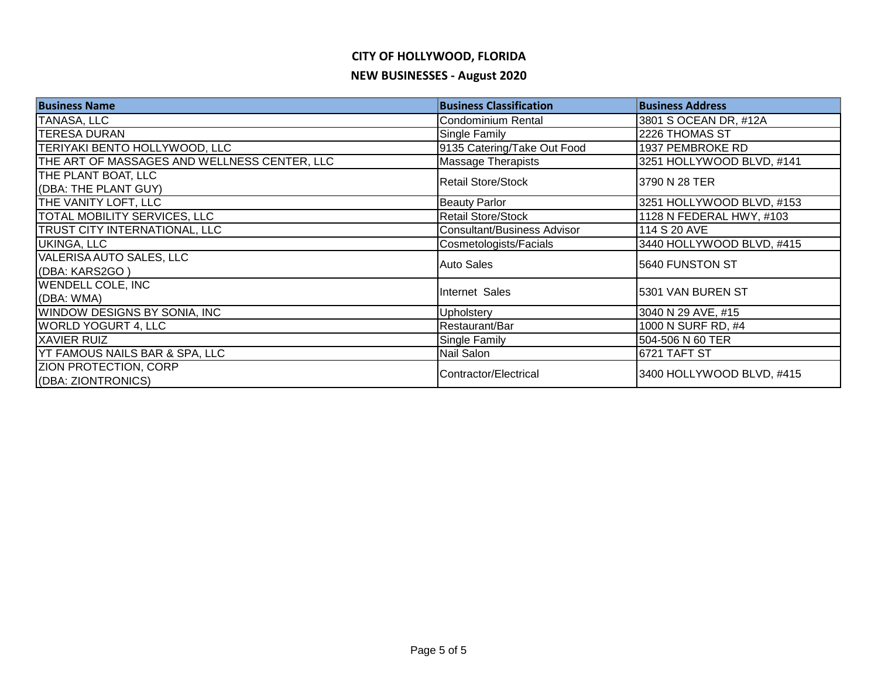## CITY OF HOLLYWOOD, FLORIDA

## NEW BUSINESSES - August 2020

| Business Name | Business Classification | Business Address |
|---|---|---|
| TANASA, LLC | Condominium Rental | 3801 S OCEAN DR, #12A |
| TERESA DURAN | Single Family | 2226 THOMAS ST |
| TERIYAKI BENTO HOLLYWOOD, LLC | 9135 Catering/Take Out Food | 1937 PEMBROKE RD |
| THE ART OF MASSAGES AND WELLNESS CENTER, LLC | Massage Therapists | 3251 HOLLYWOOD BLVD, #141 |
| THE PLANT BOAT, LLC (DBA: THE PLANT GUY) | Retail Store/Stock | 3790 N 28 TER |
| THE VANITY LOFT, LLC | Beauty Parlor | 3251 HOLLYWOOD BLVD, #153 |
| TOTAL MOBILITY SERVICES, LLC | Retail Store/Stock | 1128 N FEDERAL HWY, #103 |
| TRUST CITY INTERNATIONAL, LLC | Consultant/Business Advisor | 114 S 20 AVE |
| UKINGA, LLC | Cosmetologists/Facials | 3440 HOLLYWOOD BLVD, #415 |
| VALERISA AUTO SALES, LLC (DBA: KARS2GO ) | Auto Sales | 5640 FUNSTON ST |
| WENDELL COLE, INC (DBA: WMA) | Internet Sales | 5301 VAN BUREN ST |
| WINDOW DESIGNS BY SONIA, INC | Upholstery | 3040 N 29 AVE, #15 |
| WORLD YOGURT 4, LLC | Restaurant/Bar | 1000 N SURF RD, #4 |
| XAVIER RUIZ | Single Family | 504-506 N 60 TER |
| YT FAMOUS NAILS BAR & SPA, LLC | Nail Salon | 6721 TAFT ST |
| ZION PROTECTION, CORP (DBA: ZIONTRONICS) | Contractor/Electrical | 3400 HOLLYWOOD BLVD, #415 |